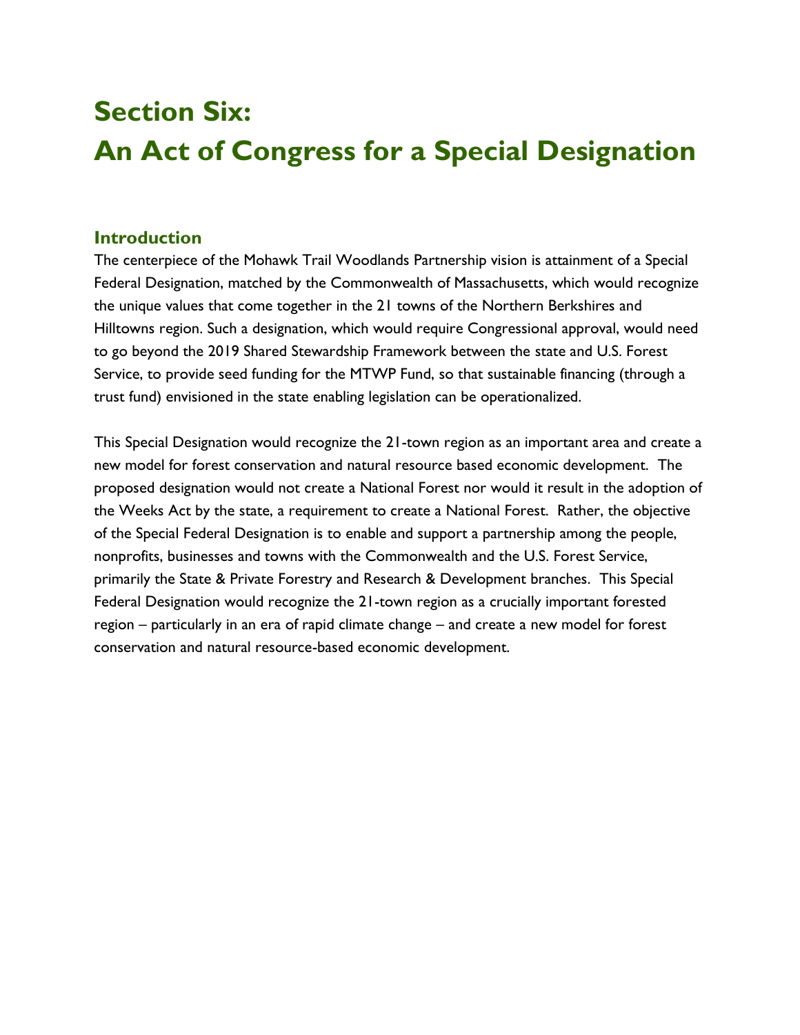# Section Six:
# An Act of Congress for a Special Designation

## Introduction

The centerpiece of the Mohawk Trail Woodlands Partnership vision is attainment of a Special Federal Designation, matched by the Commonwealth of Massachusetts, which would recognize the unique values that come together in the 21 towns of the Northern Berkshires and Hilltowns region. Such a designation, which would require Congressional approval, would need to go beyond the 2019 Shared Stewardship Framework between the state and U.S. Forest Service, to provide seed funding for the MTWP Fund, so that sustainable financing (through a trust fund) envisioned in the state enabling legislation can be operationalized.

This Special Designation would recognize the 21-town region as an important area and create a new model for forest conservation and natural resource based economic development. The proposed designation would not create a National Forest nor would it result in the adoption of the Weeks Act by the state, a requirement to create a National Forest. Rather, the objective of the Special Federal Designation is to enable and support a partnership among the people, nonprofits, businesses and towns with the Commonwealth and the U.S. Forest Service, primarily the State & Private Forestry and Research & Development branches. This Special Federal Designation would recognize the 21-town region as a crucially important forested region – particularly in an era of rapid climate change – and create a new model for forest conservation and natural resource-based economic development.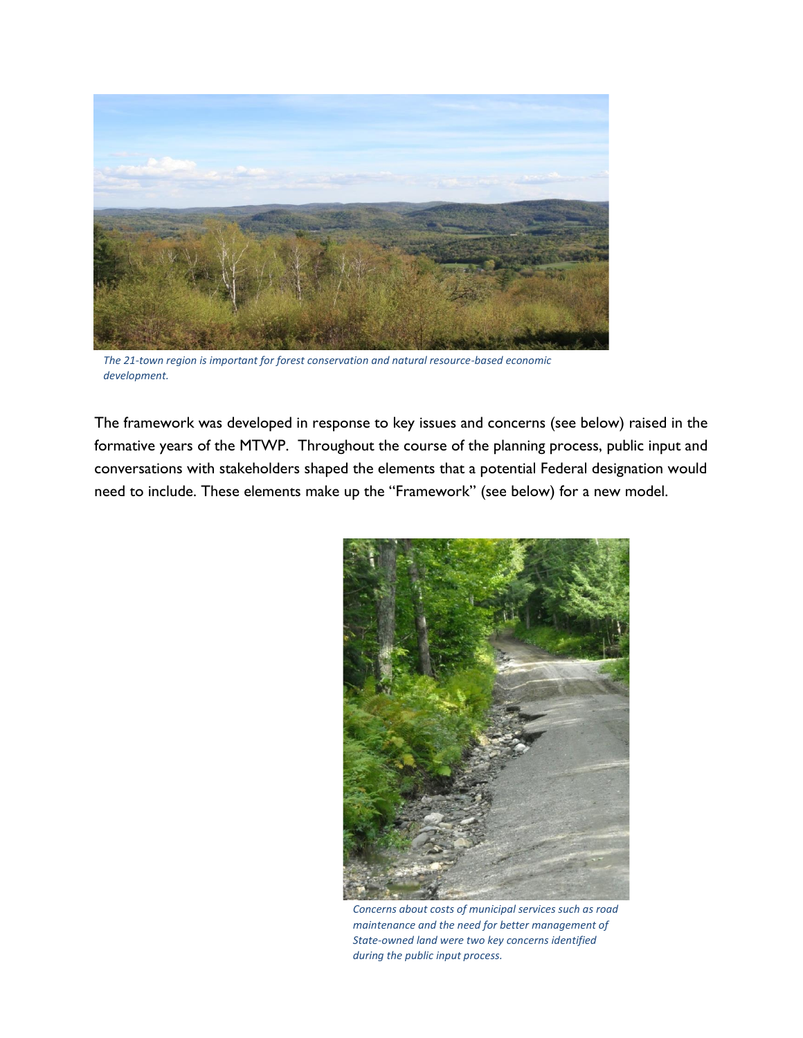*The 21-town region is important for forest conservation and natural resource-based economic development.*

The framework was developed in response to key issues and concerns (see below) raised in the formative years of the MTWP. Throughout the course of the planning process, public input and conversations with stakeholders shaped the elements that a potential Federal designation would need to include. These elements make up the "Framework" (see below) for a new model.

*Concerns about costs of municipal services such as road maintenance and the need for better management of State-owned land were two key concerns identified during the public input process.*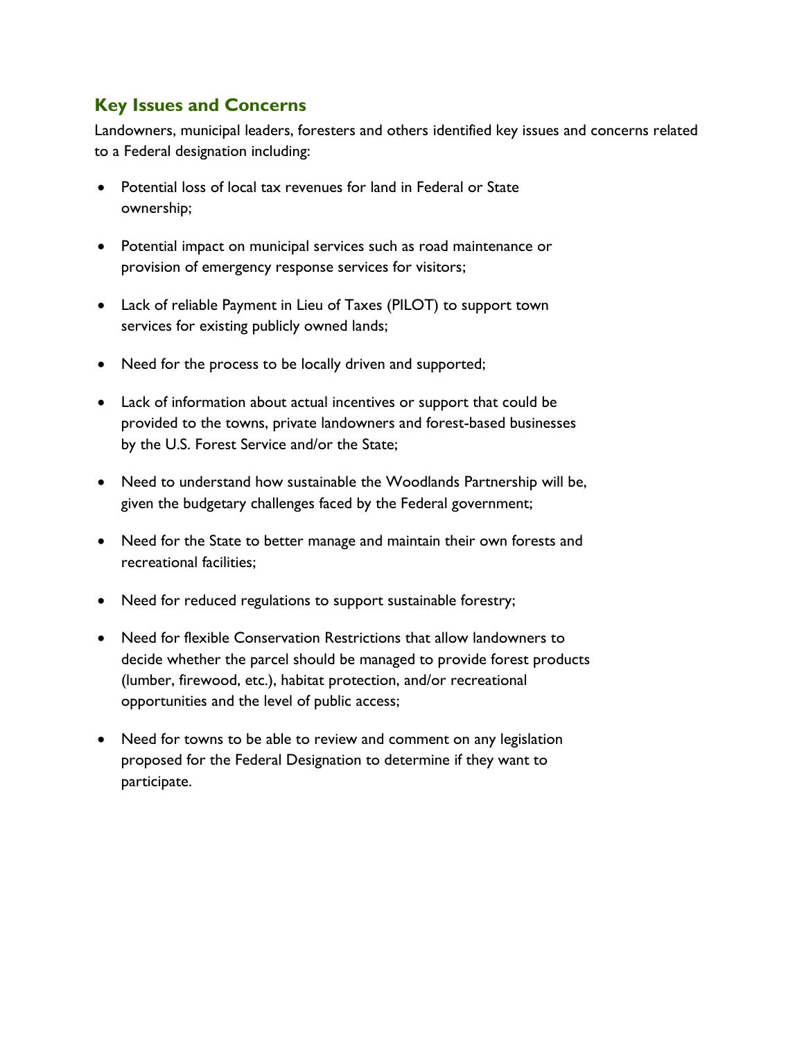## Key Issues and Concerns

Landowners, municipal leaders, foresters and others identified key issues and concerns related to a Federal designation including:

- Potential loss of local tax revenues for land in Federal or State ownership;
- Potential impact on municipal services such as road maintenance or provision of emergency response services for visitors;
- Lack of reliable Payment in Lieu of Taxes (PILOT) to support town services for existing publicly owned lands;
- Need for the process to be locally driven and supported;
- Lack of information about actual incentives or support that could be provided to the towns, private landowners and forest-based businesses by the U.S. Forest Service and/or the State;
- Need to understand how sustainable the Woodlands Partnership will be, given the budgetary challenges faced by the Federal government;
- Need for the State to better manage and maintain their own forests and recreational facilities;
- Need for reduced regulations to support sustainable forestry;
- Need for flexible Conservation Restrictions that allow landowners to decide whether the parcel should be managed to provide forest products (lumber, firewood, etc.), habitat protection, and/or recreational opportunities and the level of public access;
- Need for towns to be able to review and comment on any legislation proposed for the Federal Designation to determine if they want to participate.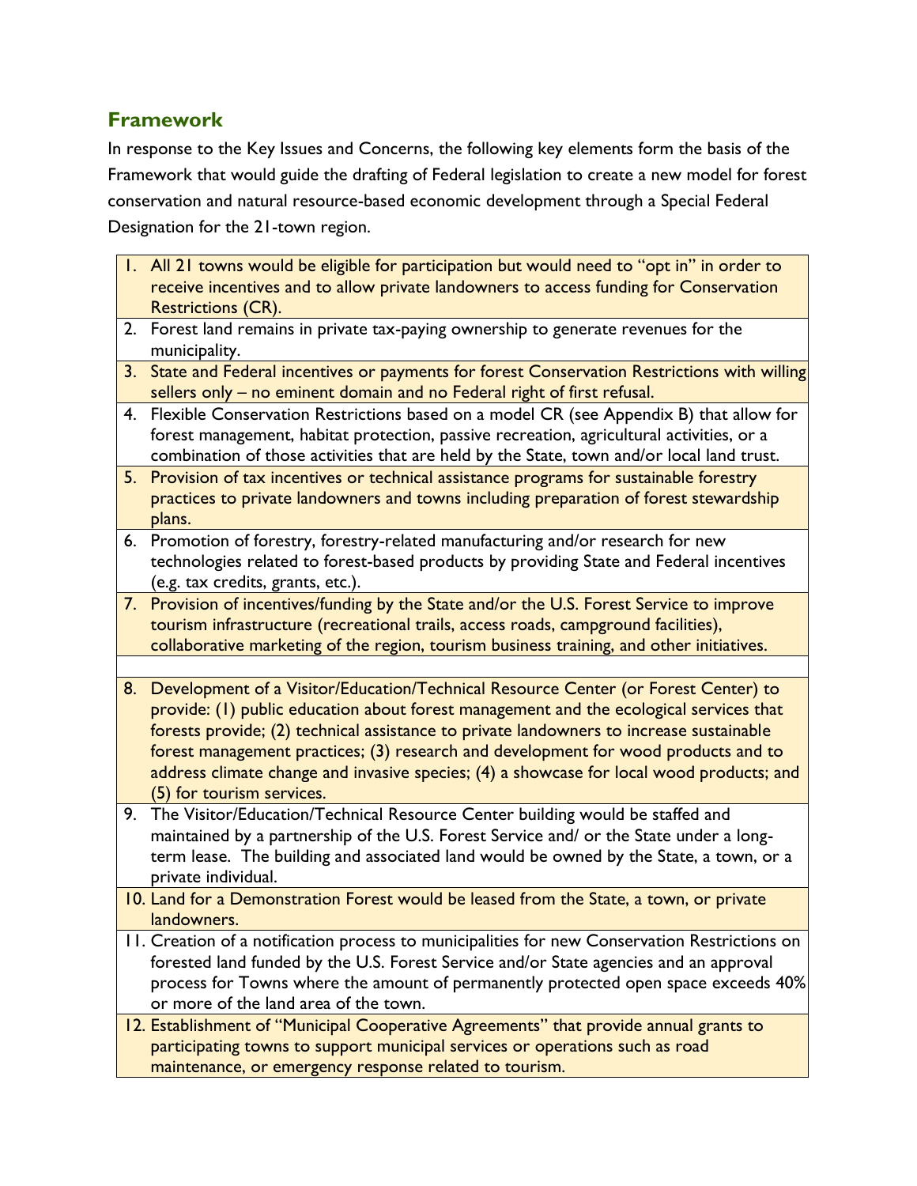## Framework

In response to the Key Issues and Concerns, the following key elements form the basis of the Framework that would guide the drafting of Federal legislation to create a new model for forest conservation and natural resource-based economic development through a Special Federal Designation for the 21-town region.

1. All 21 towns would be eligible for participation but would need to "opt in" in order to receive incentives and to allow private landowners to access funding for Conservation Restrictions (CR).
2. Forest land remains in private tax-paying ownership to generate revenues for the municipality.
3. State and Federal incentives or payments for forest Conservation Restrictions with willing sellers only – no eminent domain and no Federal right of first refusal.
4. Flexible Conservation Restrictions based on a model CR (see Appendix B) that allow for forest management, habitat protection, passive recreation, agricultural activities, or a combination of those activities that are held by the State, town and/or local land trust.
5. Provision of tax incentives or technical assistance programs for sustainable forestry practices to private landowners and towns including preparation of forest stewardship plans.
6. Promotion of forestry, forestry-related manufacturing and/or research for new technologies related to forest-based products by providing State and Federal incentives (e.g. tax credits, grants, etc.).
7. Provision of incentives/funding by the State and/or the U.S. Forest Service to improve tourism infrastructure (recreational trails, access roads, campground facilities), collaborative marketing of the region, tourism business training, and other initiatives.
8. Development of a Visitor/Education/Technical Resource Center (or Forest Center) to provide: (1) public education about forest management and the ecological services that forests provide; (2) technical assistance to private landowners to increase sustainable forest management practices; (3) research and development for wood products and to address climate change and invasive species; (4) a showcase for local wood products; and (5) for tourism services.
9. The Visitor/Education/Technical Resource Center building would be staffed and maintained by a partnership of the U.S. Forest Service and/ or the State under a long-term lease. The building and associated land would be owned by the State, a town, or a private individual.
10. Land for a Demonstration Forest would be leased from the State, a town, or private landowners.
11. Creation of a notification process to municipalities for new Conservation Restrictions on forested land funded by the U.S. Forest Service and/or State agencies and an approval process for Towns where the amount of permanently protected open space exceeds 40% or more of the land area of the town.
12. Establishment of "Municipal Cooperative Agreements" that provide annual grants to participating towns to support municipal services or operations such as road maintenance, or emergency response related to tourism.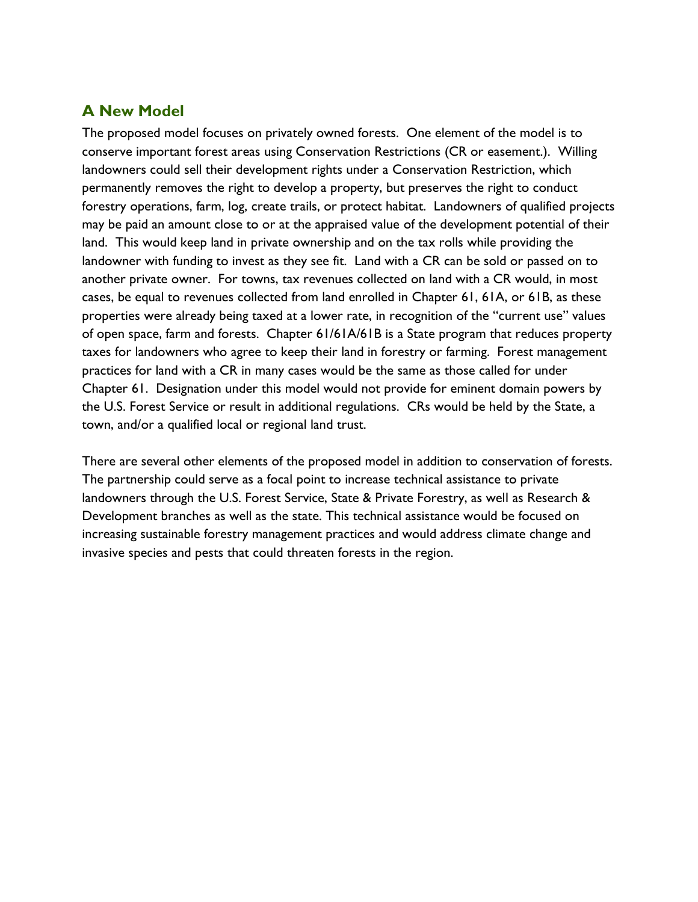## A New Model

The proposed model focuses on privately owned forests. One element of the model is to conserve important forest areas using Conservation Restrictions (CR or easement.). Willing landowners could sell their development rights under a Conservation Restriction, which permanently removes the right to develop a property, but preserves the right to conduct forestry operations, farm, log, create trails, or protect habitat. Landowners of qualified projects may be paid an amount close to or at the appraised value of the development potential of their land. This would keep land in private ownership and on the tax rolls while providing the landowner with funding to invest as they see fit. Land with a CR can be sold or passed on to another private owner. For towns, tax revenues collected on land with a CR would, in most cases, be equal to revenues collected from land enrolled in Chapter 61, 61A, or 61B, as these properties were already being taxed at a lower rate, in recognition of the "current use" values of open space, farm and forests. Chapter 61/61A/61B is a State program that reduces property taxes for landowners who agree to keep their land in forestry or farming. Forest management practices for land with a CR in many cases would be the same as those called for under Chapter 61. Designation under this model would not provide for eminent domain powers by the U.S. Forest Service or result in additional regulations. CRs would be held by the State, a town, and/or a qualified local or regional land trust.

There are several other elements of the proposed model in addition to conservation of forests. The partnership could serve as a focal point to increase technical assistance to private landowners through the U.S. Forest Service, State & Private Forestry, as well as Research & Development branches as well as the state. This technical assistance would be focused on increasing sustainable forestry management practices and would address climate change and invasive species and pests that could threaten forests in the region.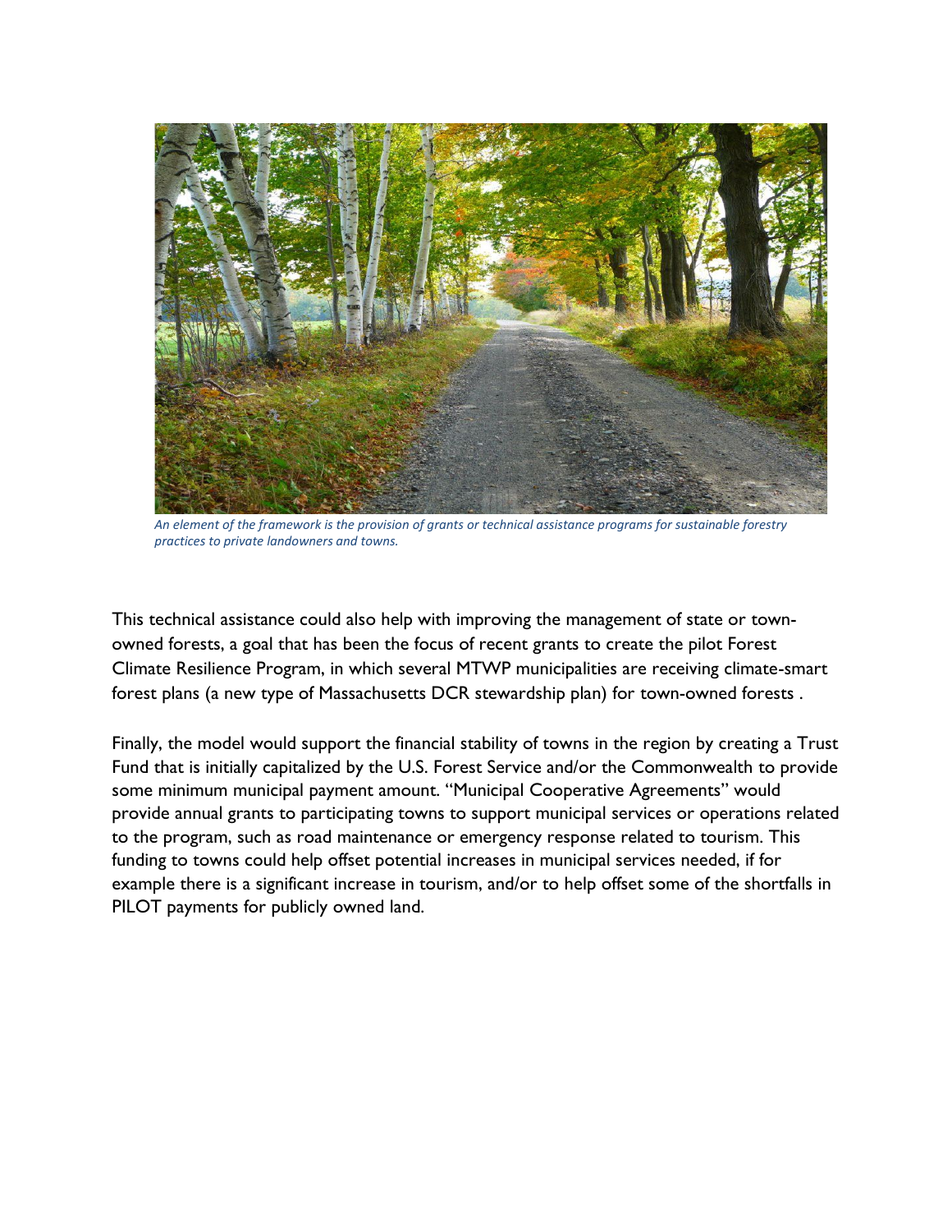*An element of the framework is the provision of grants or technical assistance programs for sustainable forestry practices to private landowners and towns.*

This technical assistance could also help with improving the management of state or town-owned forests, a goal that has been the focus of recent grants to create the pilot Forest Climate Resilience Program, in which several MTWP municipalities are receiving climate-smart forest plans (a new type of Massachusetts DCR stewardship plan) for town-owned forests .

Finally, the model would support the financial stability of towns in the region by creating a Trust Fund that is initially capitalized by the U.S. Forest Service and/or the Commonwealth to provide some minimum municipal payment amount. "Municipal Cooperative Agreements" would provide annual grants to participating towns to support municipal services or operations related to the program, such as road maintenance or emergency response related to tourism. This funding to towns could help offset potential increases in municipal services needed, if for example there is a significant increase in tourism, and/or to help offset some of the shortfalls in PILOT payments for publicly owned land.